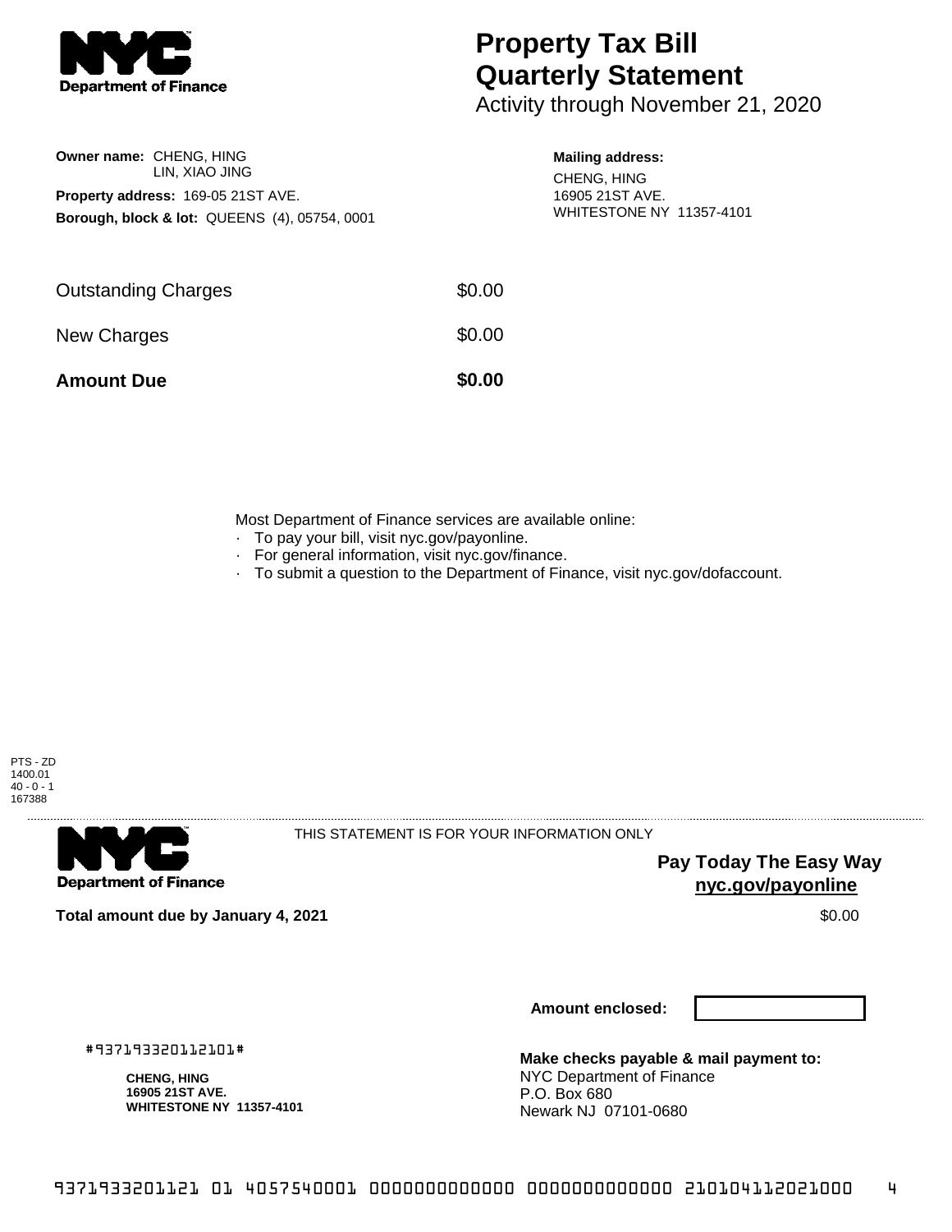Department of Finance

# Property Tax Bill Quarterly Statement

Activity through November 21, 2020

**Owner name:** CHENG, HING
LIN, XIAO JING

**Property address:** 169-05 21ST AVE.

**Borough, block & lot:** QUEENS (4), 05754, 0001

**Mailing address:**
CHENG, HING
16905 21ST AVE.
WHITESTONE NY 11357-4101

| | |
|---|---|
| Outstanding Charges | $0.00 |
| New Charges | $0.00 |
| **Amount Due** | **$0.00** |

Most Department of Finance services are available online:

- To pay your bill, visit nyc.gov/payonline.
- For general information, visit nyc.gov/finance.
- To submit a question to the Department of Finance, visit nyc.gov/dofaccount.

PTS - ZD
1400.01
40 - 0 - 1
167388

Department of Finance

THIS STATEMENT IS FOR YOUR INFORMATION ONLY

**Pay Today The Easy Way**
**nyc.gov/payonline**

**Total amount due by January 4, 2021** $0.00

**Amount enclosed:**

#937193320112101#

**CHENG, HING**
**16905 21ST AVE.**
**WHITESTONE NY 11357-4101**

**Make checks payable & mail payment to:**
NYC Department of Finance
P.O. Box 680
Newark NJ 07101-0680

9371933201121 01 4057540001 0000000000000 0000000000000 210104112021000 4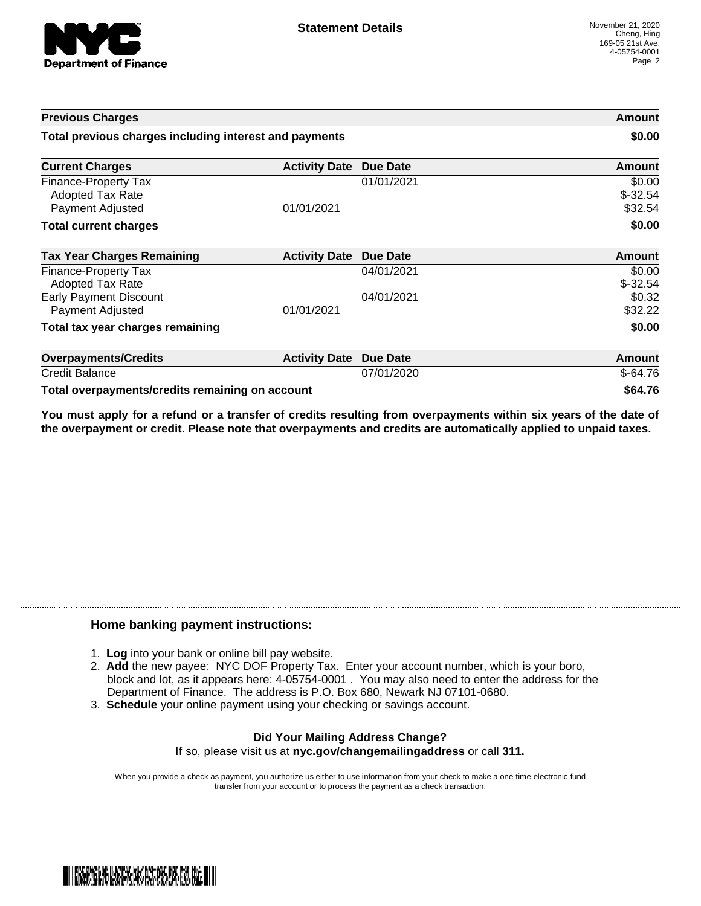# Statement Details

November 21, 2020
Cheng, Hing
169-05 21st Ave.
4-05754-0001

| Previous Charges | | | Amount |
| --- | --- | --- | --- |
| **Total previous charges including interest and payments** | | | **$0.00** |

| Current Charges | Activity Date | Due Date | Amount |
| --- | --- | --- | --- |
| Finance-Property Tax | | 01/01/2021 | $0.00 |
| Adopted Tax Rate | | | $-32.54 |
| Payment Adjusted | 01/01/2021 | | $32.54 |
| **Total current charges** | | | **$0.00** |

| Tax Year Charges Remaining | Activity Date | Due Date | Amount |
| --- | --- | --- | --- |
| Finance-Property Tax | | 04/01/2021 | $0.00 |
| Adopted Tax Rate | | | $-32.54 |
| Early Payment Discount | | 04/01/2021 | $0.32 |
| Payment Adjusted | 01/01/2021 | | $32.22 |
| **Total tax year charges remaining** | | | **$0.00** |

| Overpayments/Credits | Activity Date | Due Date | Amount |
| --- | --- | --- | --- |
| Credit Balance | | 07/01/2020 | $-64.76 |
| **Total overpayments/credits remaining on account** | | | **$64.76** |

**You must apply for a refund or a transfer of credits resulting from overpayments within six years of the date of the overpayment or credit. Please note that overpayments and credits are automatically applied to unpaid taxes.**

## Home banking payment instructions:

1. **Log** into your bank or online bill pay website.
2. **Add** the new payee: NYC DOF Property Tax. Enter your account number, which is your boro, block and lot, as it appears here: 4-05754-0001 . You may also need to enter the address for the Department of Finance. The address is P.O. Box 680, Newark NJ 07101-0680.
3. **Schedule** your online payment using your checking or savings account.

**Did Your Mailing Address Change?**

If so, please visit us at **nyc.gov/changemailingaddress** or call **311.**

When you provide a check as payment, you authorize us either to use information from your check to make a one-time electronic fund transfer from your account or to process the payment as a check transaction.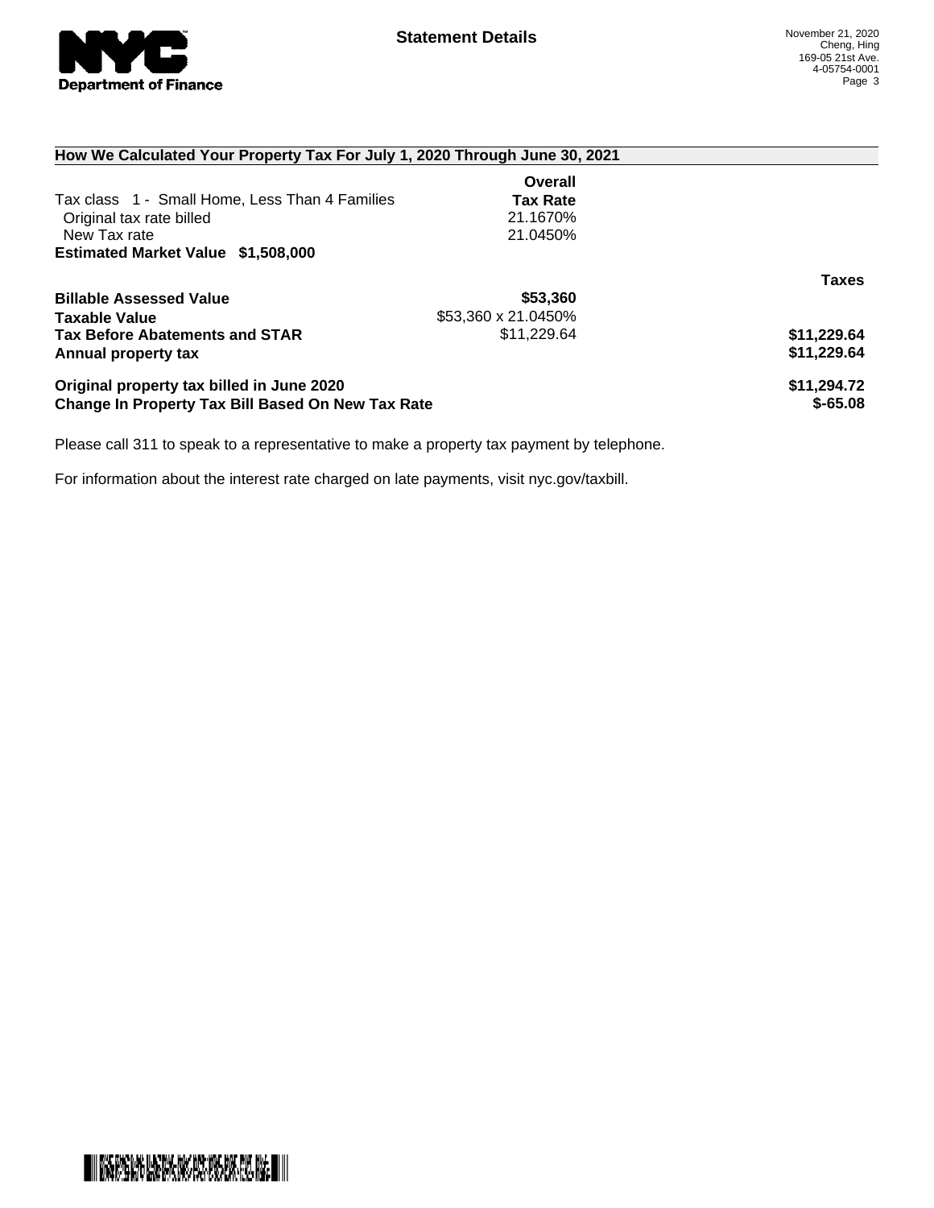## Statement Details

November 21, 2020
Cheng, Hing
169-05 21st Ave.
4-05754-0001

### How We Calculated Your Property Tax For July 1, 2020 Through June 30, 2021

| | Overall Tax Rate | |
|---|---|---|
| Tax class 1 - Small Home, Less Than 4 Families | | |
| Original tax rate billed | 21.1670% | |
| New Tax rate | 21.0450% | |
| **Estimated Market Value $1,508,000** | | |
| | | **Taxes** |
| **Billable Assessed Value** | **$53,360** | |
| **Taxable Value** | $53,360 x 21.0450% | |
| **Tax Before Abatements and STAR** | $11,229.64 | **$11,229.64** |
| **Annual property tax** | | **$11,229.64** |
| **Original property tax billed in June 2020** | | **$11,294.72** |
| **Change In Property Tax Bill Based On New Tax Rate** | | **$-65.08** |

Please call 311 to speak to a representative to make a property tax payment by telephone.

For information about the interest rate charged on late payments, visit nyc.gov/taxbill.